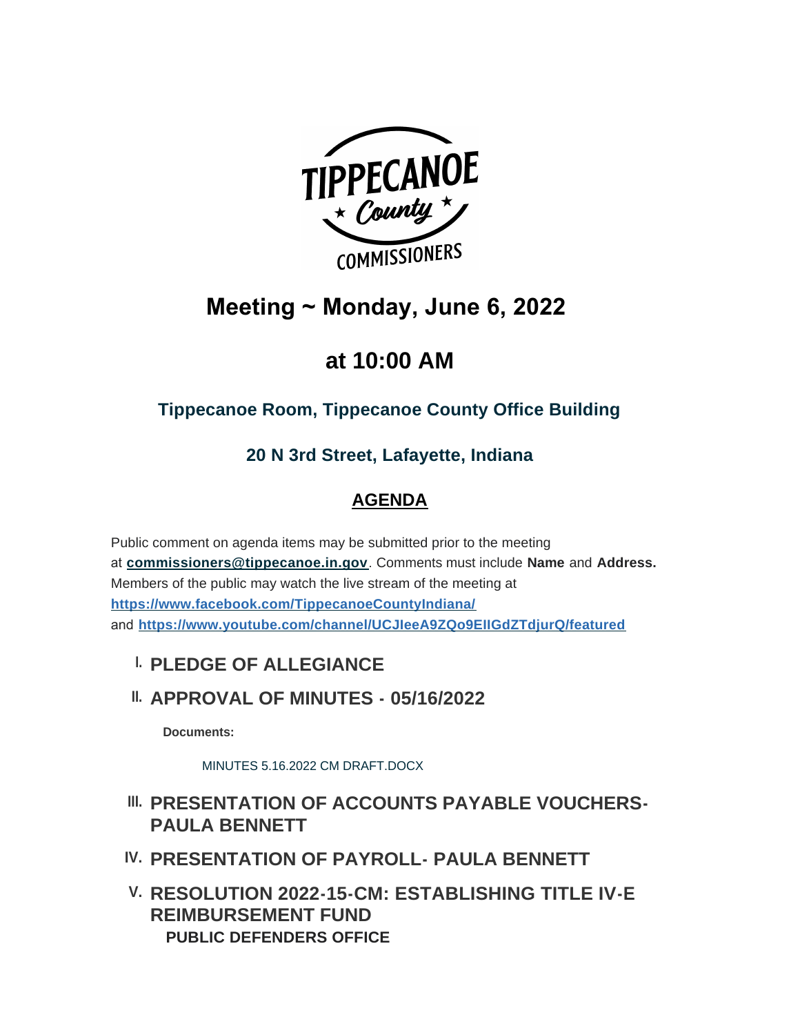# Meeting ~ Monday, June 6, 2022

# at 10:00 AM

### Tippecanoe Room, Tippecanoe County Office Building

### 20 N 3rd Street, Lafayette, Indiana

## AGENDA

Public comment on agenda items may be submitted prior to the meeting at **commissioners@tippecanoe.in.gov**. Comments must include **Name** and **Address.** Members of the public may watch the live stream of the meeting at **https://www.facebook.com/TippecanoeCountyIndiana/** and **https://www.youtube.com/channel/UCJleeA9ZQo9EIlGdZTdjurQ/featured**

## I. PLEDGE OF ALLEGIANCE

## II. APPROVAL OF MINUTES - 05/16/2022

**Documents:**

MINUTES 5.16.2022 CM DRAFT.DOCX

## III. PRESENTATION OF ACCOUNTS PAYABLE VOUCHERS- PAULA BENNETT

## IV. PRESENTATION OF PAYROLL- PAULA BENNETT

## V. RESOLUTION 2022-15-CM: ESTABLISHING TITLE IV-E REIMBURSEMENT FUND

**PUBLIC DEFENDERS OFFICE**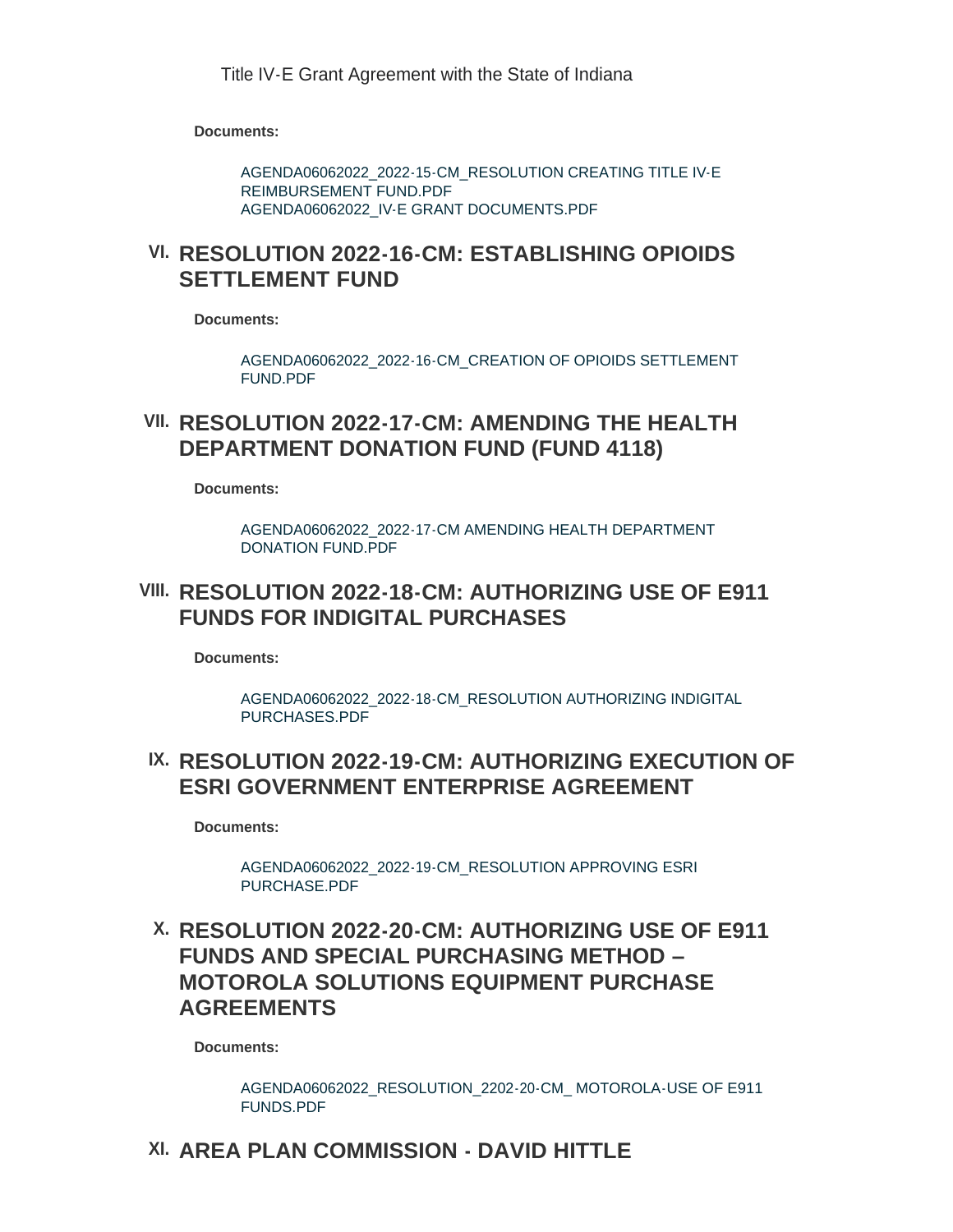Title IV-E Grant Agreement with the State of Indiana

**Documents:**

AGENDA06062022_2022-15-CM_RESOLUTION CREATING TITLE IV-E REIMBURSEMENT FUND.PDF
AGENDA06062022_IV-E GRANT DOCUMENTS.PDF

## VI. RESOLUTION 2022-16-CM: ESTABLISHING OPIOIDS SETTLEMENT FUND

**Documents:**

AGENDA06062022_2022-16-CM_CREATION OF OPIOIDS SETTLEMENT FUND.PDF

## VII. RESOLUTION 2022-17-CM: AMENDING THE HEALTH DEPARTMENT DONATION FUND (FUND 4118)

**Documents:**

AGENDA06062022_2022-17-CM AMENDING HEALTH DEPARTMENT DONATION FUND.PDF

## VIII. RESOLUTION 2022-18-CM: AUTHORIZING USE OF E911 FUNDS FOR INDIGITAL PURCHASES

**Documents:**

AGENDA06062022_2022-18-CM_RESOLUTION AUTHORIZING INDIGITAL PURCHASES.PDF

## IX. RESOLUTION 2022-19-CM: AUTHORIZING EXECUTION OF ESRI GOVERNMENT ENTERPRISE AGREEMENT

**Documents:**

AGENDA06062022_2022-19-CM_RESOLUTION APPROVING ESRI PURCHASE.PDF

## X. RESOLUTION 2022-20-CM: AUTHORIZING USE OF E911 FUNDS AND SPECIAL PURCHASING METHOD – MOTOROLA SOLUTIONS EQUIPMENT PURCHASE AGREEMENTS

**Documents:**

AGENDA06062022_RESOLUTION_2202-20-CM_ MOTOROLA-USE OF E911 FUNDS.PDF

## XI. AREA PLAN COMMISSION - DAVID HITTLE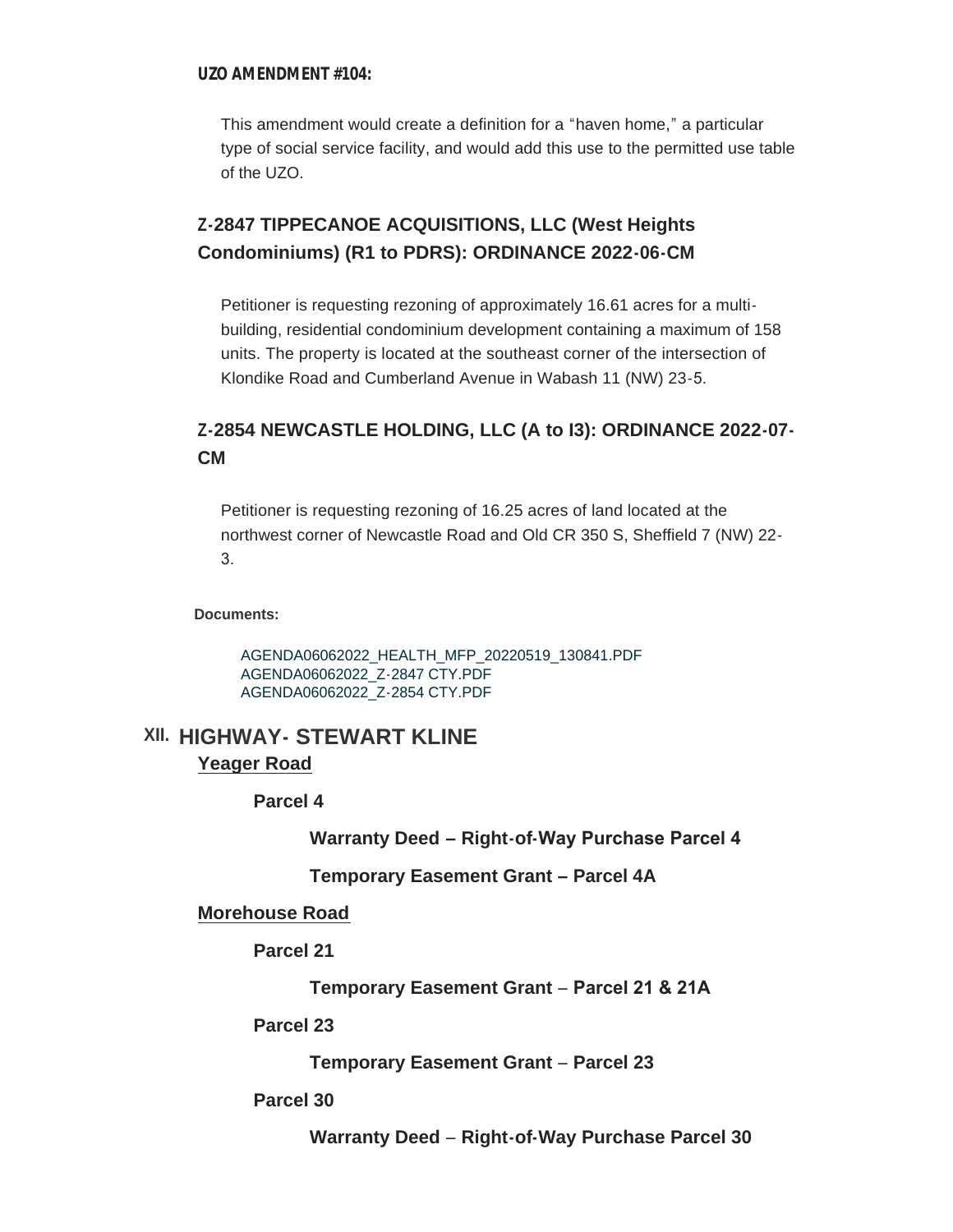**UZO AMENDMENT #104:**

This amendment would create a definition for a "haven home," a particular type of social service facility, and would add this use to the permitted use table of the UZO.

### Z-2847 TIPPECANOE ACQUISITIONS, LLC (West Heights Condominiums) (R1 to PDRS): ORDINANCE 2022-06-CM

Petitioner is requesting rezoning of approximately 16.61 acres for a multi-building, residential condominium development containing a maximum of 158 units. The property is located at the southeast corner of the intersection of Klondike Road and Cumberland Avenue in Wabash 11 (NW) 23-5.

### Z-2854 NEWCASTLE HOLDING, LLC (A to I3): ORDINANCE 2022-07-CM

Petitioner is requesting rezoning of 16.25 acres of land located at the northwest corner of Newcastle Road and Old CR 350 S, Sheffield 7 (NW) 22-3.

**Documents:**

AGENDA06062022_HEALTH_MFP_20220519_130841.PDF
AGENDA06062022_Z-2847 CTY.PDF
AGENDA06062022_Z-2854 CTY.PDF

## XII. HIGHWAY- STEWART KLINE

**Yeager Road**

**Parcel 4**

**Warranty Deed – Right-of-Way Purchase Parcel 4**

**Temporary Easement Grant – Parcel 4A**

**Morehouse Road**

**Parcel 21**

**Temporary Easement Grant – Parcel 21 & 21A**

**Parcel 23**

**Temporary Easement Grant – Parcel 23**

**Parcel 30**

**Warranty Deed – Right-of-Way Purchase Parcel 30**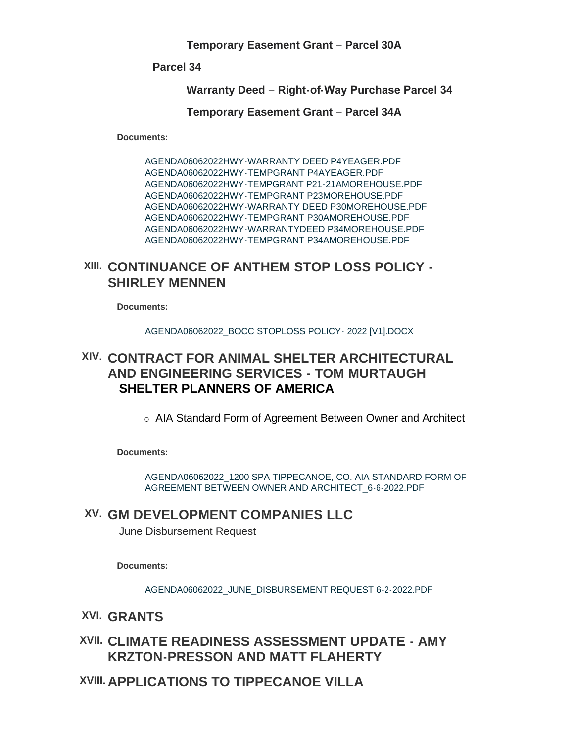**Temporary Easement Grant – Parcel 30A**

**Parcel 34**

**Warranty Deed – Right-of-Way Purchase Parcel 34**

**Temporary Easement Grant – Parcel 34A**

**Documents:**

AGENDA06062022HWY-WARRANTY DEED P4YEAGER.PDF
AGENDA06062022HWY-TEMPGRANT P4AYEAGER.PDF
AGENDA06062022HWY-TEMPGRANT P21-21AMOREHOUSE.PDF
AGENDA06062022HWY-TEMPGRANT P23MOREHOUSE.PDF
AGENDA06062022HWY-WARRANTY DEED P30MOREHOUSE.PDF
AGENDA06062022HWY-TEMPGRANT P30AMOREHOUSE.PDF
AGENDA06062022HWY-WARRANTYDEED P34MOREHOUSE.PDF
AGENDA06062022HWY-TEMPGRANT P34AMOREHOUSE.PDF

## XIII. CONTINUANCE OF ANTHEM STOP LOSS POLICY - SHIRLEY MENNEN

**Documents:**

AGENDA06062022_BOCC STOPLOSS POLICY- 2022 [V1].DOCX

## XIV. CONTRACT FOR ANIMAL SHELTER ARCHITECTURAL AND ENGINEERING SERVICES - TOM MURTAUGH

**SHELTER PLANNERS OF AMERICA**

- AIA Standard Form of Agreement Between Owner and Architect

**Documents:**

AGENDA06062022_1200 SPA TIPPECANOE, CO. AIA STANDARD FORM OF AGREEMENT BETWEEN OWNER AND ARCHITECT_6-6-2022.PDF

## XV. GM DEVELOPMENT COMPANIES LLC

June Disbursement Request

**Documents:**

AGENDA06062022_JUNE_DISBURSEMENT REQUEST 6-2-2022.PDF

## XVI. GRANTS

## XVII. CLIMATE READINESS ASSESSMENT UPDATE - AMY KRZTON-PRESSON AND MATT FLAHERTY

## XVIII. APPLICATIONS TO TIPPECANOE VILLA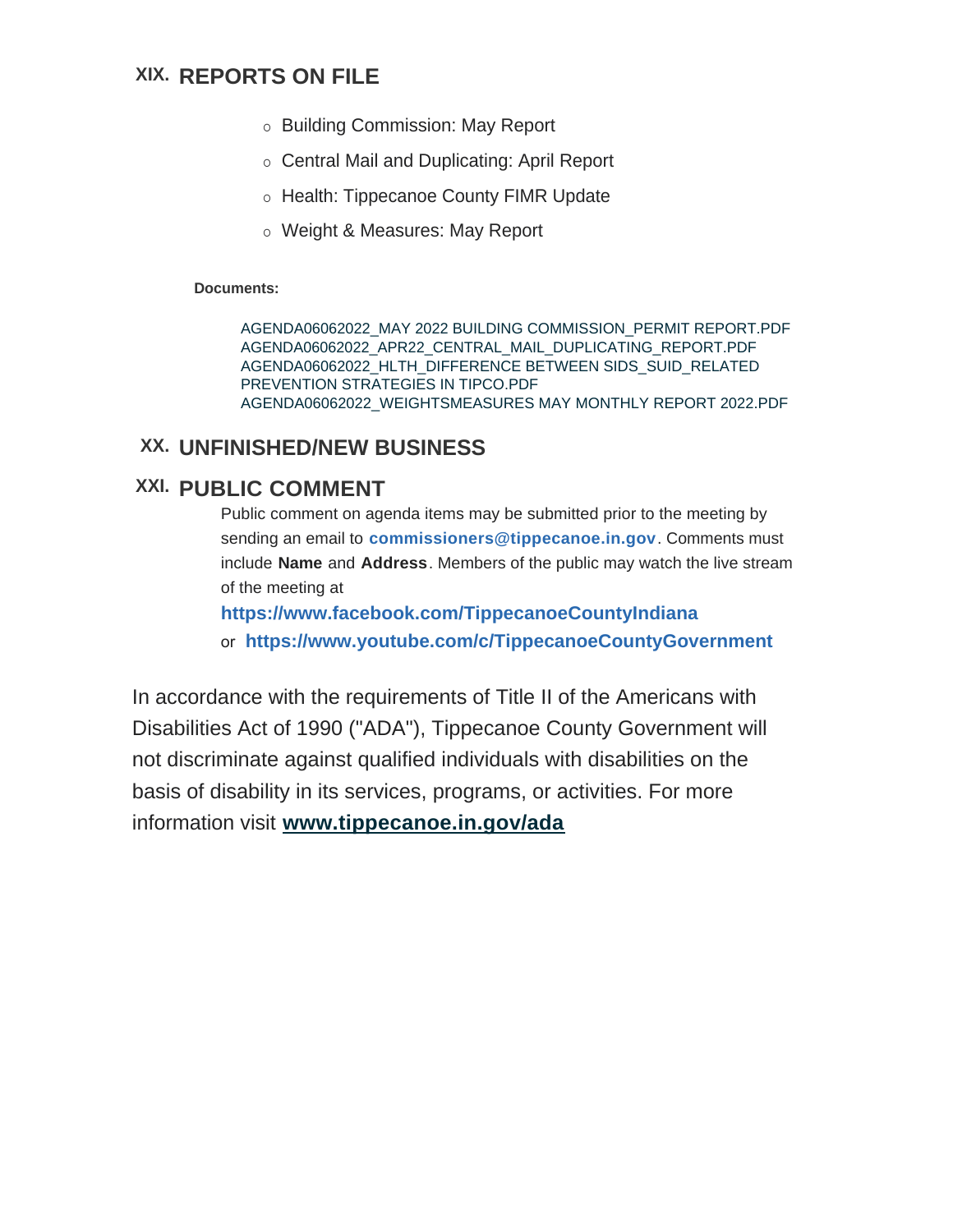## XIX. REPORTS ON FILE

- Building Commission: May Report
- Central Mail and Duplicating: April Report
- Health: Tippecanoe County FIMR Update
- Weight & Measures: May Report

**Documents:**

AGENDA06062022_MAY 2022 BUILDING COMMISSION_PERMIT REPORT.PDF
AGENDA06062022_APR22_CENTRAL_MAIL_DUPLICATING_REPORT.PDF
AGENDA06062022_HLTH_DIFFERENCE BETWEEN SIDS_SUID_RELATED PREVENTION STRATEGIES IN TIPCO.PDF
AGENDA06062022_WEIGHTSMEASURES MAY MONTHLY REPORT 2022.PDF

## XX. UNFINISHED/NEW BUSINESS

## XXI. PUBLIC COMMENT

Public comment on agenda items may be submitted prior to the meeting by sending an email to **commissioners@tippecanoe.in.gov**. Comments must include **Name** and **Address**. Members of the public may watch the live stream of the meeting at

**https://www.facebook.com/TippecanoeCountyIndiana**
or **https://www.youtube.com/c/TippecanoeCountyGovernment**

In accordance with the requirements of Title II of the Americans with Disabilities Act of 1990 ("ADA"), Tippecanoe County Government will not discriminate against qualified individuals with disabilities on the basis of disability in its services, programs, or activities. For more information visit **www.tippecanoe.in.gov/ada**